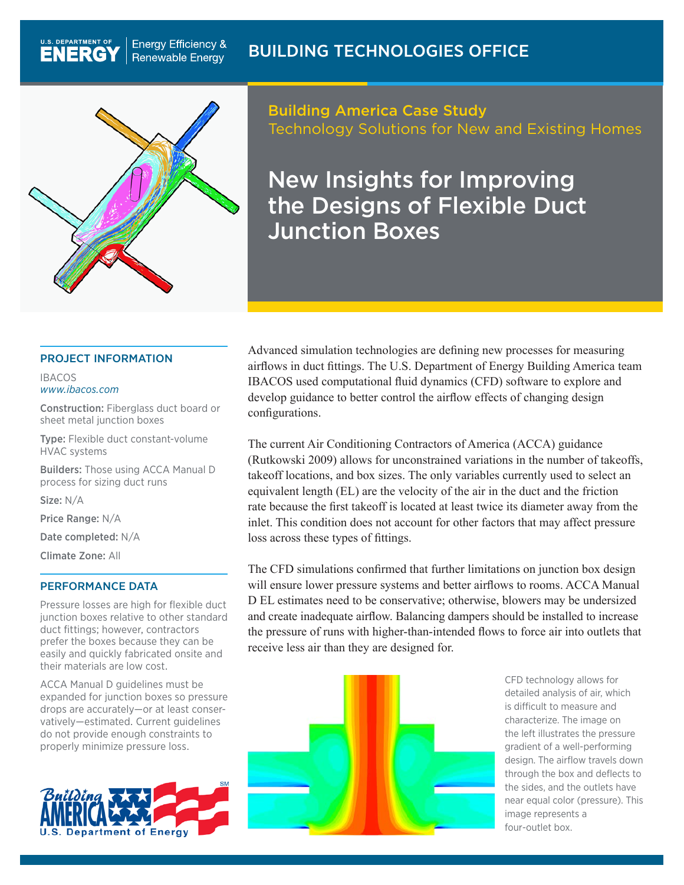U.S. DEPARTMENT OF ENERGY | Energy Efficiency & Renewable Energy

BUILDING TECHNOLOGIES OFFICE

**Building America Case Study**
Technology Solutions for New and Existing Homes

# New Insights for Improving the Designs of Flexible Duct Junction Boxes

## PROJECT INFORMATION

IBACOS
*www.ibacos.com*

**Construction:** Fiberglass duct board or sheet metal junction boxes

**Type:** Flexible duct constant-volume HVAC systems

**Builders:** Those using ACCA Manual D process for sizing duct runs

**Size:** N/A

**Price Range:** N/A

**Date completed:** N/A

**Climate Zone:** All

## PERFORMANCE DATA

Pressure losses are high for flexible duct junction boxes relative to other standard duct fittings; however, contractors prefer the boxes because they can be easily and quickly fabricated onsite and their materials are low cost.

ACCA Manual D guidelines must be expanded for junction boxes so pressure drops are accurately—or at least conservatively—estimated. Current guidelines do not provide enough constraints to properly minimize pressure loss.

Advanced simulation technologies are defining new processes for measuring airflows in duct fittings. The U.S. Department of Energy Building America team IBACOS used computational fluid dynamics (CFD) software to explore and develop guidance to better control the airflow effects of changing design configurations.

The current Air Conditioning Contractors of America (ACCA) guidance (Rutkowski 2009) allows for unconstrained variations in the number of takeoffs, takeoff locations, and box sizes. The only variables currently used to select an equivalent length (EL) are the velocity of the air in the duct and the friction rate because the first takeoff is located at least twice its diameter away from the inlet. This condition does not account for other factors that may affect pressure loss across these types of fittings.

The CFD simulations confirmed that further limitations on junction box design will ensure lower pressure systems and better airflows to rooms. ACCA Manual D EL estimates need to be conservative; otherwise, blowers may be undersized and create inadequate airflow. Balancing dampers should be installed to increase the pressure of runs with higher-than-intended flows to force air into outlets that receive less air than they are designed for.

CFD technology allows for detailed analysis of air, which is difficult to measure and characterize. The image on the left illustrates the pressure gradient of a well-performing design. The airflow travels down through the box and deflects to the sides, and the outlets have near equal color (pressure). This image represents a four-outlet box.

Building America U.S. Department of Energy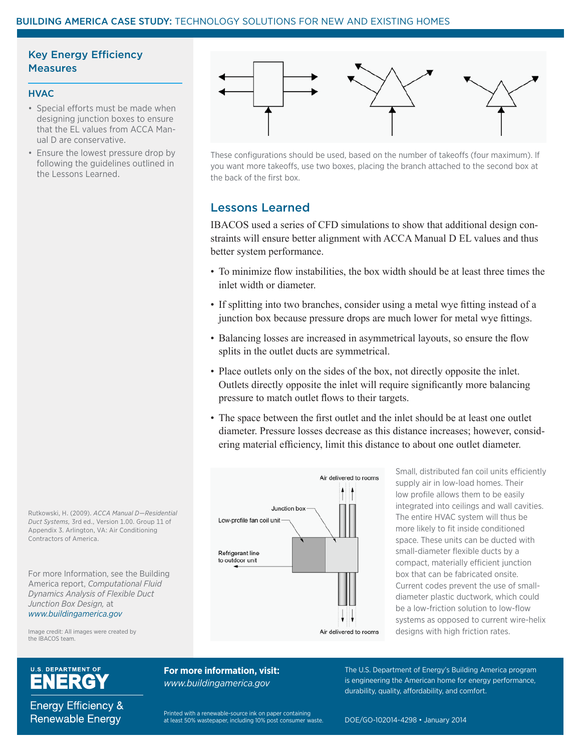## Key Energy Efficiency Measures

### HVAC

- Special efforts must be made when designing junction boxes to ensure that the EL values from ACCA Manual D are conservative.
- Ensure the lowest pressure drop by following the guidelines outlined in the Lessons Learned.

These configurations should be used, based on the number of takeoffs (four maximum). If you want more takeoffs, use two boxes, placing the branch attached to the second box at the back of the first box.

## Lessons Learned

IBACOS used a series of CFD simulations to show that additional design constraints will ensure better alignment with ACCA Manual D EL values and thus better system performance.

- To minimize flow instabilities, the box width should be at least three times the inlet width or diameter.
- If splitting into two branches, consider using a metal wye fitting instead of a junction box because pressure drops are much lower for metal wye fittings.
- Balancing losses are increased in asymmetrical layouts, so ensure the flow splits in the outlet ducts are symmetrical.
- Place outlets only on the sides of the box, not directly opposite the inlet. Outlets directly opposite the inlet will require significantly more balancing pressure to match outlet flows to their targets.
- The space between the first outlet and the inlet should be at least one outlet diameter. Pressure losses decrease as this distance increases; however, considering material efficiency, limit this distance to about one outlet diameter.

Air delivered to rooms

Junction box

Low-profile fan coil unit

Refrigerant line to outdoor unit

Air delivered to rooms

Small, distributed fan coil units efficiently supply air in low-load homes. Their low profile allows them to be easily integrated into ceilings and wall cavities. The entire HVAC system will thus be more likely to fit inside conditioned space. These units can be ducted with small-diameter flexible ducts by a compact, materially efficient junction box that can be fabricated onsite. Current codes prevent the use of small-diameter plastic ductwork, which could be a low-friction solution to low-flow systems as opposed to current wire-helix designs with high friction rates.

Rutkowski, H. (2009). *ACCA Manual D—Residential Duct Systems*, 3rd ed., Version 1.00. Group 11 of Appendix 3. Arlington, VA: Air Conditioning Contractors of America.

For more Information, see the Building America report, *Computational Fluid Dynamics Analysis of Flexible Duct Junction Box Design,* at *www.buildingamerica.gov*

Image credit: All images were created by the IBACOS team.

U.S. DEPARTMENT OF ENERGY

Energy Efficiency & Renewable Energy

**For more information, visit:**
*www.buildingamerica.gov*

Printed with a renewable-source ink on paper containing at least 50% wastepaper, including 10% post consumer waste.

The U.S. Department of Energy's Building America program is engineering the American home for energy performance, durability, quality, affordability, and comfort.

DOE/GO-102014-4298 • January 2014